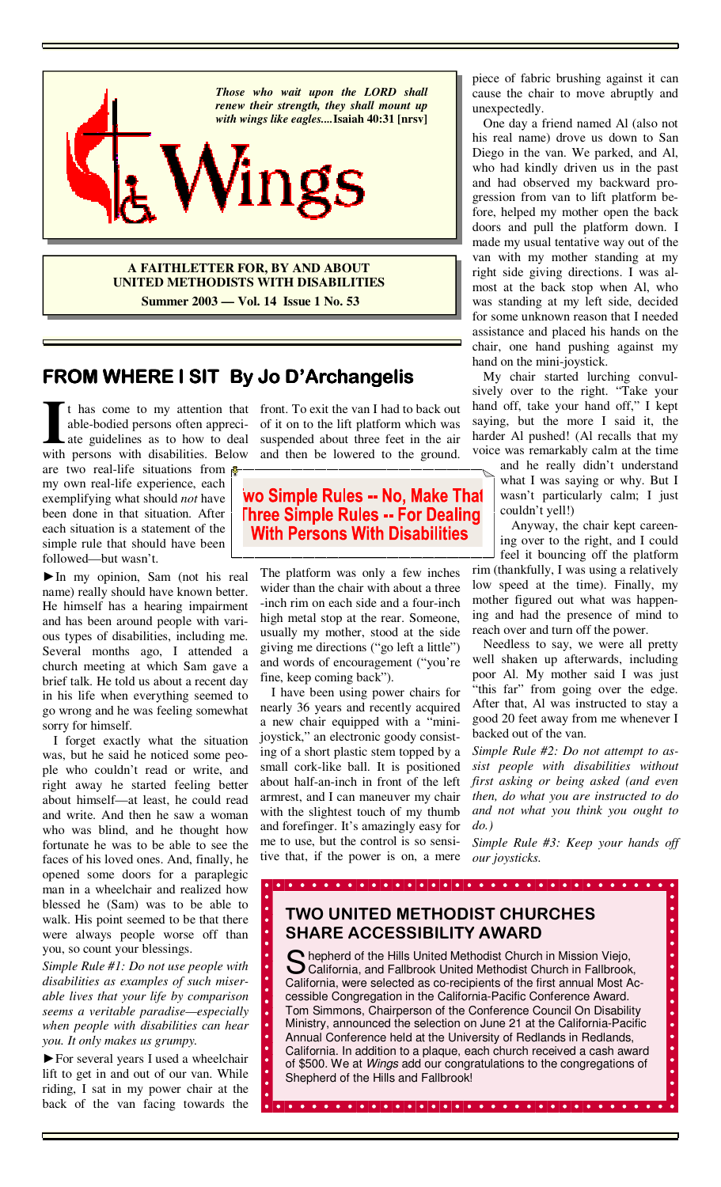*Those who wait upon the LORD shall renew their strength, they shall mount up with wings like eagles....* **Isaiah 40:31 [nrsv]**

# Wings

**A FAITHLETTER FOR, BY AND ABOUT UNITED METHODISTS WITH DISABILITIES**

**Summer 2003 — Vol. 14 Issue 1 No. 53**

## FROM WHERE I SIT By Jo D'Archangelis

### Two Simple Rules -- No, Make That Three Simple Rules -- For Dealing With Persons With Disabilities

It has come to my attention that able-bodied persons often appreciate guidelines as to how to deal with persons with disabilities. Below are two real-life situations from my own real-life experience, each exemplifying what should *not* have been done in that situation. After each situation is a statement of the simple rule that should have been followed—but wasn't.

►In my opinion, Sam (not his real name) really should have known better. He himself has a hearing impairment and has been around people with various types of disabilities, including me. Several months ago, I attended a church meeting at which Sam gave a brief talk. He told us about a recent day in his life when everything seemed to go wrong and he was feeling somewhat sorry for himself.

I forget exactly what the situation was, but he said he noticed some people who couldn't read or write, and right away he started feeling better about himself—at least, he could read and write. And then he saw a woman who was blind, and he thought how fortunate he was to be able to see the faces of his loved ones. And, finally, he opened some doors for a paraplegic man in a wheelchair and realized how blessed he (Sam) was to be able to walk. His point seemed to be that there were always people worse off than you, so count your blessings.

*Simple Rule #1: Do not use people with disabilities as examples of such miserable lives that your life by comparison seems a veritable paradise—especially when people with disabilities can hear you. It only makes us grumpy.*

►For several years I used a wheelchair lift to get in and out of our van. While riding, I sat in my power chair at the back of the van facing towards the front. To exit the van I had to back out of it on to the lift platform which was suspended about three feet in the air and then be lowered to the ground.

The platform was only a few inches wider than the chair with about a three-inch rim on each side and a four-inch high metal stop at the rear. Someone, usually my mother, stood at the side giving me directions ("go left a little") and words of encouragement ("you're fine, keep coming back").

I have been using power chairs for nearly 36 years and recently acquired a new chair equipped with a "mini-joystick," an electronic goody consisting of a short plastic stem topped by a small cork-like ball. It is positioned about half-an-inch in front of the left armrest, and I can maneuver my chair with the slightest touch of my thumb and forefinger. It's amazingly easy for me to use, but the control is so sensitive that, if the power is on, a mere piece of fabric brushing against it can cause the chair to move abruptly and unexpectedly.

One day a friend named Al (also not his real name) drove us down to San Diego in the van. We parked, and Al, who had kindly driven us in the past and had observed my backward progression from van to lift platform before, helped my mother open the back doors and pull the platform down. I made my usual tentative way out of the van with my mother standing at my right side giving directions. I was almost at the back stop when Al, who was standing at my left side, decided for some unknown reason that I needed assistance and placed his hands on the chair, one hand pushing against my hand on the mini-joystick.

My chair started lurching convulsively over to the right. "Take your hand off, take your hand off," I kept saying, but the more I said it, the harder Al pushed! (Al recalls that my voice was remarkably calm at the time and he really didn't understand what I was saying or why. But I wasn't particularly calm; I just couldn't yell!)

Anyway, the chair kept careening over to the right, and I could feel it bouncing off the platform rim (thankfully, I was using a relatively low speed at the time). Finally, my mother figured out what was happening and had the presence of mind to reach over and turn off the power.

Needless to say, we were all pretty well shaken up afterwards, including poor Al. My mother said I was just "this far" from going over the edge. After that, Al was instructed to stay a good 20 feet away from me whenever I backed out of the van.

*Simple Rule #2: Do not attempt to assist people with disabilities without first asking or being asked (and even then, do what you are instructed to do and not what you think you ought to do.)*

*Simple Rule #3: Keep your hands off our joysticks.*

## TWO UNITED METHODIST CHURCHES SHARE ACCESSIBILITY AWARD

Shepherd of the Hills United Methodist Church in Mission Viejo, California, and Fallbrook United Methodist Church in Fallbrook, California, were selected as co-recipients of the first annual Most Accessible Congregation in the California-Pacific Conference Award. Tom Simmons, Chairperson of the Conference Council On Disability Ministry, announced the selection on June 21 at the California-Pacific Annual Conference held at the University of Redlands in Redlands, California. In addition to a plaque, each church received a cash award of $500. We at *Wings* add our congratulations to the congregations of Shepherd of the Hills and Fallbrook!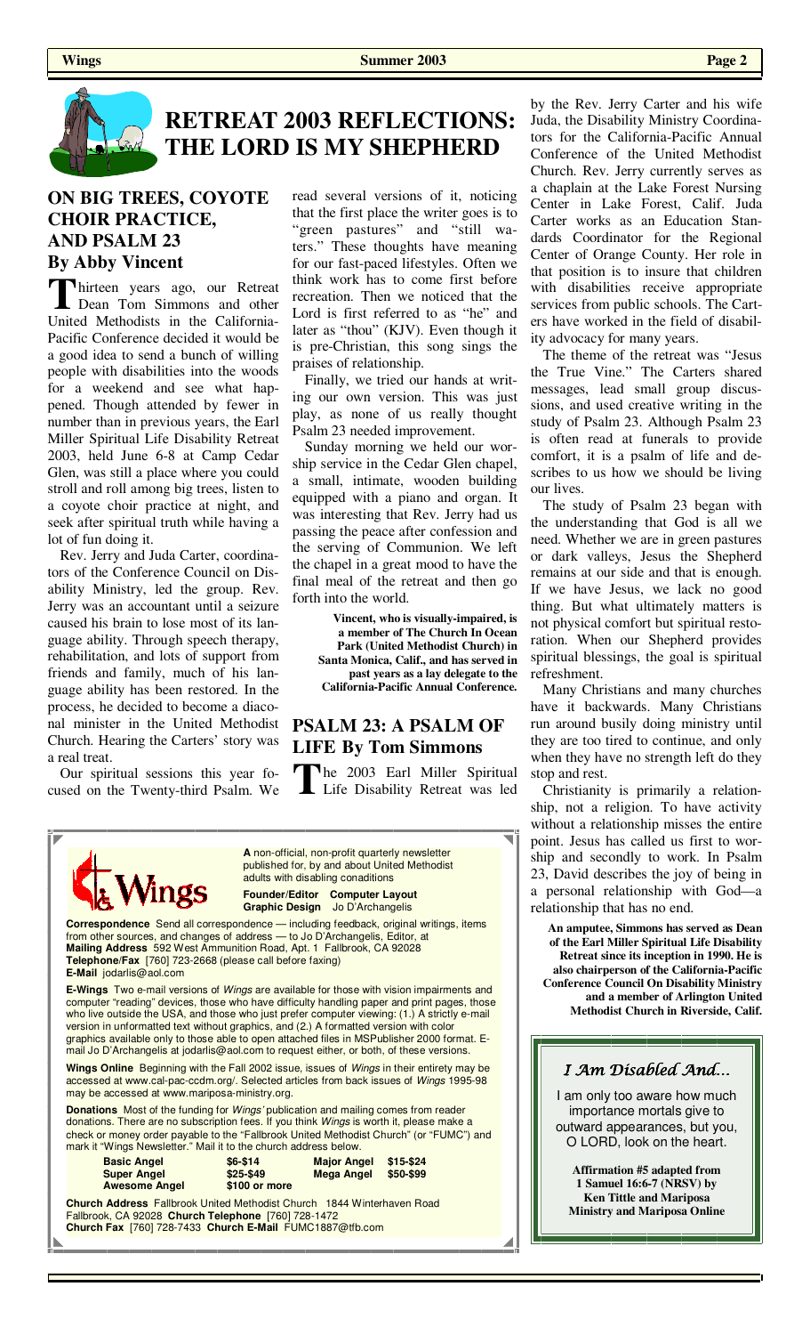# RETREAT 2003 REFLECTIONS: THE LORD IS MY SHEPHERD

## ON BIG TREES, COYOTE CHOIR PRACTICE, AND PSALM 23
### By Abby Vincent

Thirteen years ago, our Retreat Dean Tom Simmons and other United Methodists in the California-Pacific Conference decided it would be a good idea to send a bunch of willing people with disabilities into the woods for a weekend and see what happened. Though attended by fewer in number than in previous years, the Earl Miller Spiritual Life Disability Retreat 2003, held June 6-8 at Camp Cedar Glen, was still a place where you could stroll and roll among big trees, listen to a coyote choir practice at night, and seek after spiritual truth while having a lot of fun doing it.

Rev. Jerry and Juda Carter, coordinators of the Conference Council on Disability Ministry, led the group. Rev. Jerry was an accountant until a seizure caused his brain to lose most of its language ability. Through speech therapy, rehabilitation, and lots of support from friends and family, much of his language ability has been restored. In the process, he decided to become a diaconal minister in the United Methodist Church. Hearing the Carters' story was a real treat.

Our spiritual sessions this year focused on the Twenty-third Psalm. We read several versions of it, noticing that the first place the writer goes is to "green pastures" and "still waters." These thoughts have meaning for our fast-paced lifestyles. Often we think work has to come first before recreation. Then we noticed that the Lord is first referred to as "he" and later as "thou" (KJV). Even though it is pre-Christian, this song sings the praises of relationship.

Finally, we tried our hands at writing our own version. This was just play, as none of us really thought Psalm 23 needed improvement.

Sunday morning we held our worship service in the Cedar Glen chapel, a small, intimate, wooden building equipped with a piano and organ. It was interesting that Rev. Jerry had us passing the peace after confession and the serving of Communion. We left the chapel in a great mood to have the final meal of the retreat and then go forth into the world.

**Vincent, who is visually-impaired, is a member of The Church In Ocean Park (United Methodist Church) in Santa Monica, Calif., and has served in past years as a lay delegate to the California-Pacific Annual Conference.**

## PSALM 23: A PSALM OF LIFE By Tom Simmons

The 2003 Earl Miller Spiritual Life Disability Retreat was led by the Rev. Jerry Carter and his wife Juda, the Disability Ministry Coordinators for the California-Pacific Annual Conference of the United Methodist Church. Rev. Jerry currently serves as a chaplain at the Lake Forest Nursing Center in Lake Forest, Calif. Juda Carter works as an Education Standards Coordinator for the Regional Center of Orange County. Her role in that position is to insure that children with disabilities receive appropriate services from public schools. The Carters have worked in the field of disability advocacy for many years.

The theme of the retreat was "Jesus the True Vine." The Carters shared messages, lead small group discussions, and used creative writing in the study of Psalm 23. Although Psalm 23 is often read at funerals to provide comfort, it is a psalm of life and describes to us how we should be living our lives.

The study of Psalm 23 began with the understanding that God is all we need. Whether we are in green pastures or dark valleys, Jesus the Shepherd remains at our side and that is enough. If we have Jesus, we lack no good thing. But what ultimately matters is not physical comfort but spiritual restoration. When our Shepherd provides spiritual blessings, the goal is spiritual refreshment.

Many Christians and many churches have it backwards. Many Christians run around busily doing ministry until they are too tired to continue, and only when they have no strength left do they stop and rest.

Christianity is primarily a relationship, not a religion. To have activity without a relationship misses the entire point. Jesus has called us first to worship and secondly to work. In Psalm 23, David describes the joy of being in a personal relationship with God—a relationship that has no end.

**An amputee, Simmons has served as Dean of the Earl Miller Spiritual Life Disability Retreat since its inception in 1990. He is also chairperson of the California-Pacific Conference Council On Disability Ministry and a member of Arlington United Methodist Church in Riverside, Calif.**

---

**Wings**

**A** non-official, non-profit quarterly newsletter published for, by and about United Methodist adults with disabling conaditions

**Founder/Editor Computer Layout Graphic Design** Jo D'Archangelis

**Correspondence** Send all correspondence — including feedback, original writings, items from other sources, and changes of address — to Jo D'Archangelis, Editor, at **Mailing Address** 592 West Ammunition Road, Apt. 1 Fallbrook, CA 92028 **Telephone/Fax** [760] 723-2668 (please call before faxing) **E-Mail** jodarlis@aol.com

**E-Wings** Two e-mail versions of *Wings* are available for those with vision impairments and computer "reading" devices, those who have difficulty handling paper and print pages, those who live outside the USA, and those who just prefer computer viewing: (1.) A strictly e-mail version in unformatted text without graphics, and (2.) A formatted version with color graphics available only to those able to open attached files in MSPublisher 2000 format. E-mail Jo D'Archangelis at jodarlis@aol.com to request either, or both, of these versions.

**Wings Online** Beginning with the Fall 2002 issue, issues of *Wings* in their entirety may be accessed at www.cal-pac-ccdm.org/. Selected articles from back issues of *Wings* 1995-98 may be accessed at www.mariposa-ministry.org.

**Donations** Most of the funding for *Wings'* publication and mailing comes from reader donations. There are no subscription fees. If you think *Wings* is worth it, please make a check or money order payable to the "Fallbrook United Methodist Church" (or "FUMC") and mark it "Wings Newsletter." Mail it to the church address below.

| | | | |
|---|---|---|---|
| **Basic Angel** | $6-$14 | **Major Angel** | $15-$24 |
| **Super Angel** | $25-$49 | **Mega Angel** | $50-$99 |
| **Awesome Angel** | $100 or more | | |

**Church Address** Fallbrook United Methodist Church 1844 Winterhaven Road Fallbrook, CA 92028 **Church Telephone** [760] 728-1472 **Church Fax** [760] 728-7433 **Church E-Mail** FUMC1887@tfb.com

---

### *I Am Disabled And...*

I am only too aware how much importance mortals give to outward appearances, but you, O LORD, look on the heart.

**Affirmation #5 adapted from 1 Samuel 16:6-7 (NRSV) by Ken Tittle and Mariposa Ministry and Mariposa Online**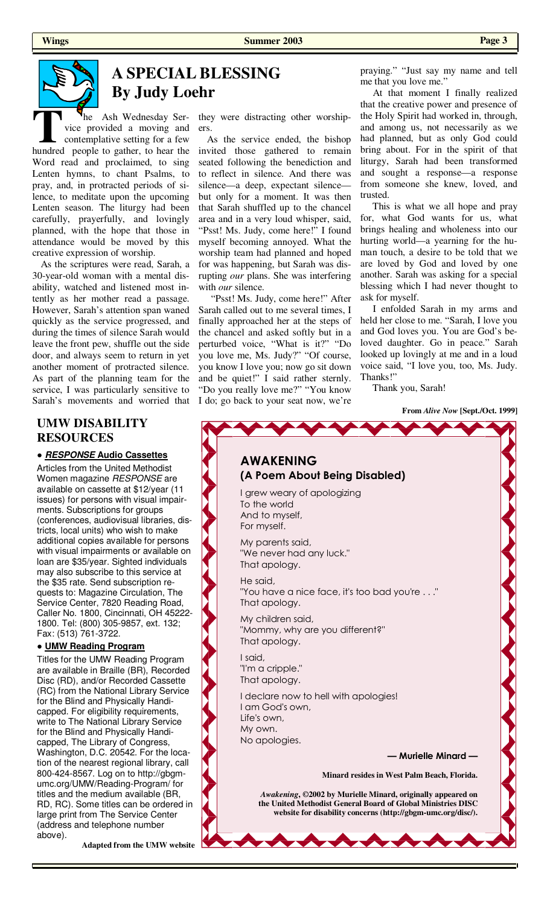# A SPECIAL BLESSING
## By Judy Loehr

The Ash Wednesday Service provided a moving and contemplative setting for a few hundred people to gather, to hear the Word read and proclaimed, to sing Lenten hymns, to chant Psalms, to pray, and, in protracted periods of silence, to meditate upon the upcoming Lenten season. The liturgy had been carefully, prayerfully, and lovingly planned, with the hope that those in attendance would be moved by this creative expression of worship.

As the scriptures were read, Sarah, a 30-year-old woman with a mental disability, watched and listened most intently as her mother read a passage. However, Sarah's attention span waned quickly as the service progressed, and during the times of silence Sarah would leave the front pew, shuffle out the side door, and always seem to return in yet another moment of protracted silence. As part of the planning team for the service, I was particularly sensitive to Sarah's movements and worried that they were distracting other worshipers.

As the service ended, the bishop invited those gathered to remain seated following the benediction and to reflect in silence. And there was silence—a deep, expectant silence—but only for a moment. It was then that Sarah shuffled up to the chancel area and in a very loud whisper, said, "Psst! Ms. Judy, come here!" I found myself becoming annoyed. What the worship team had planned and hoped for was happening, but Sarah was disrupting *our* plans. She was interfering with *our* silence.

"Psst! Ms. Judy, come here!" After Sarah called out to me several times, I finally approached her at the steps of the chancel and asked softly but in a perturbed voice, "What is it?" "Do you love me, Ms. Judy?" "Of course, you know I love you; now go sit down and be quiet!" I said rather sternly. "Do you really love me?" "You know I do; go back to your seat now, we're praying." "Just say my name and tell me that you love me."

At that moment I finally realized that the creative power and presence of the Holy Spirit had worked in, through, and among us, not necessarily as we had planned, but as only God could bring about. For in the spirit of that liturgy, Sarah had been transformed and sought a response—a response from someone she knew, loved, and trusted.

This is what we all hope and pray for, what God wants for us, what brings healing and wholeness into our hurting world—a yearning for the human touch, a desire to be told that we are loved by God and loved by one another. Sarah was asking for a special blessing which I had never thought to ask for myself.

I enfolded Sarah in my arms and held her close to me. "Sarah, I love you and God loves you. You are God's beloved daughter. Go in peace." Sarah looked up lovingly at me and in a loud voice said, "I love you, too, Ms. Judy. Thanks!"

Thank you, Sarah!

**From *Alive Now* [Sept./Oct. 1999]**

## UMW DISABILITY RESOURCES

**• *RESPONSE* Audio Cassettes**

Articles from the United Methodist Women magazine *RESPONSE* are available on cassette at $12/year (11 issues) for persons with visual impairments. Subscriptions for groups (conferences, audiovisual libraries, districts, local units) who wish to make additional copies available for persons with visual impairments or available on loan are $35/year. Sighted individuals may also subscribe to this service at the $35 rate. Send subscription requests to: Magazine Circulation, The Service Center, 7820 Reading Road, Caller No. 1800, Cincinnati, OH 45222-1800. Tel: (800) 305-9857, ext. 132; Fax: (513) 761-3722.

**• UMW Reading Program**

Titles for the UMW Reading Program are available in Braille (BR), Recorded Disc (RD), and/or Recorded Cassette (RC) from the National Library Service for the Blind and Physically Handicapped. For eligibility requirements, write to The National Library Service for the Blind and Physically Handicapped, The Library of Congress, Washington, D.C. 20542. For the location of the nearest regional library, call 800-424-8567. Log on to http://gbgm-umc.org/UMW/Reading-Program/ for titles and the medium available (BR, RD, RC). Some titles can be ordered in large print from The Service Center (address and telephone number above).

**Adapted from the UMW website**

## AWAKENING
### (A Poem About Being Disabled)

I grew weary of apologizing
To the world
And to myself,
For myself.

My parents said,
"We never had any luck."
That apology.

He said,
"You have a nice face, it's too bad you're . . ."
That apology.

My children said,
"Mommy, why are you different?"
That apology.

I said,
"I'm a cripple."
That apology.

I declare now to hell with apologies!
I am God's own,
Life's own,
My own.
No apologies.

**— Murielle Minard —**

**Minard resides in West Palm Beach, Florida.**

***Awakening*, ©2002 by Murielle Minard, originally appeared on the United Methodist General Board of Global Ministries DISC website for disability concerns (http://gbgm-umc.org/disc/).**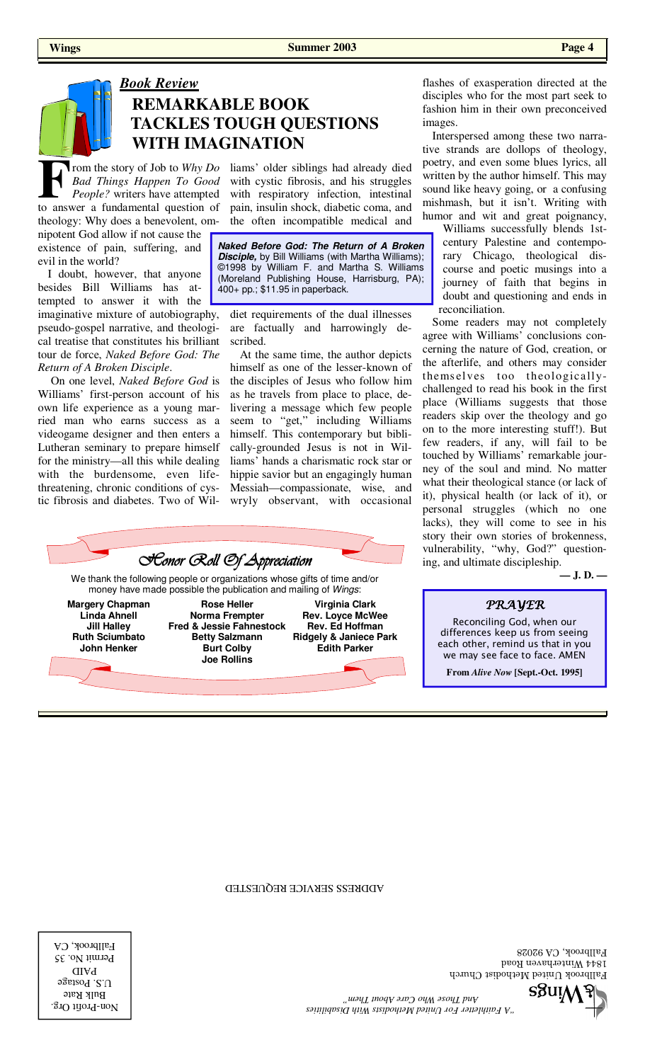## *Book Review*

# REMARKABLE BOOK TACKLES TOUGH QUESTIONS WITH IMAGINATION

From the story of Job to *Why Do Bad Things Happen To Good People?* writers have attempted to answer a fundamental question of theology: Why does a benevolent, omnipotent God allow if not cause the existence of pain, suffering, and evil in the world?

I doubt, however, that anyone besides Bill Williams has attempted to answer it with the imaginative mixture of autobiography, pseudo-gospel narrative, and theological treatise that constitutes his brilliant tour de force, *Naked Before God: The Return of A Broken Disciple*.

On one level, *Naked Before God* is Williams' first-person account of his own life experience as a young married man who earns success as a videogame designer and then enters a Lutheran seminary to prepare himself for the ministry—all this while dealing with the burdensome, even life-threatening, chronic conditions of cystic fibrosis and diabetes. Two of Williams' older siblings had already died with cystic fibrosis, and his struggles with respiratory infection, intestinal pain, insulin shock, diabetic coma, and the often incompatible medical and diet requirements of the dual illnesses are factually and harrowingly described.

***Naked Before God: The Return of A Broken Disciple,*** by Bill Williams (with Martha Williams); ©1998 by William F. and Martha S. Williams (Moreland Publishing House, Harrisburg, PA); 400+ pp.; $11.95 in paperback.

At the same time, the author depicts himself as one of the lesser-known of the disciples of Jesus who follow him as he travels from place to place, delivering a message which few people seem to "get," including Williams himself. This contemporary but biblically-grounded Jesus is not in Williams' hands a charismatic rock star or hippie savior but an engagingly human Messiah—compassionate, wise, and wryly observant, with occasional flashes of exasperation directed at the disciples who for the most part seek to fashion him in their own preconceived images.

Interspersed among these two narrative strands are dollops of theology, poetry, and even some blues lyrics, all written by the author himself. This may sound like heavy going, or a confusing mishmash, but it isn't. Writing with humor and wit and great poignancy, Williams successfully blends 1st-century Palestine and contemporary Chicago, theological discourse and poetic musings into a journey of faith that begins in doubt and questioning and ends in reconciliation.

Some readers may not completely agree with Williams' conclusions concerning the nature of God, creation, or the afterlife, and others may consider themselves too theologically-challenged to read his book in the first place (Williams suggests that those readers skip over the theology and go on to the more interesting stuff!). But few readers, if any, will fail to be touched by Williams' remarkable journey of the soul and mind. No matter what their theological stance (or lack of it), physical health (or lack of it), or personal struggles (which no one lacks), they will come to see in his story their own stories of brokenness, vulnerability, "why, God?" questioning, and ultimate discipleship.

**— J. D. —**

## *Honor Roll Of Appreciation*

We thank the following people or organizations whose gifts of time and/or money have made possible the publication and mailing of *Wings*:

| | | |
|---|---|---|
| **Margery Chapman** | **Rose Heller** | **Virginia Clark** |
| **Linda Ahnell** | **Norma Frempter** | **Rev. Loyce McWee** |
| **Jill Halley** | **Fred & Jessie Fahnestock** | **Rev. Ed Hoffman** |
| **Ruth Sciumbato** | **Betty Salzmann** | **Ridgely & Janiece Park** |
| **John Henker** | **Burt Colby** | **Edith Parker** |
| | **Joe Rollins** | |

## *PRAYER*

Reconciling God, when our differences keep us from seeing each other, remind us that in you we may see face to face. AMEN

**From *Alive Now* [Sept.-Oct. 1995]**

ADDRESS SERVICE REQUESTED

**Wings**

*"A Faithletter For United Methodists With Disabilities And Those Who Care About Them"*

Fallbrook United Methodist Church
1844 Winterhaven Road
Fallbrook, CA 92028

Non-Profit Org.
Bulk Rate
U.S. Postage
PAID
Permit No. 35
Fallbrook, CA